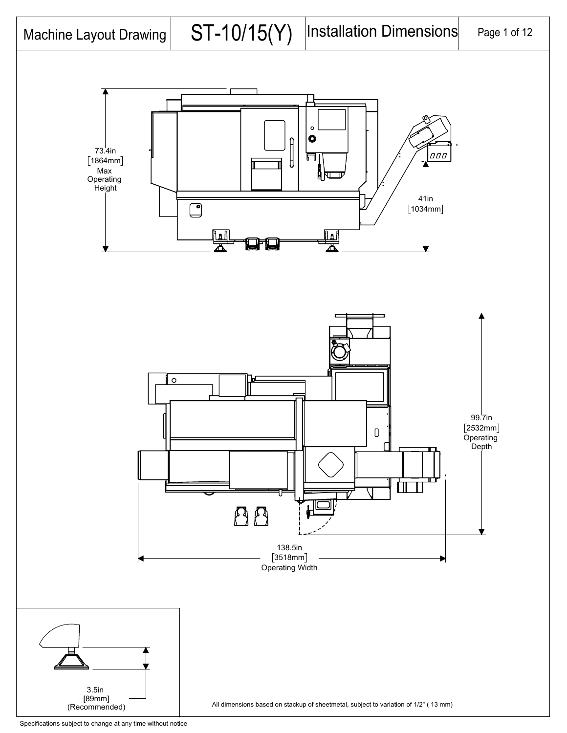| Machine Layout Drawing | ST-10/15(Y) | Installation Dimensions |
| --- | --- | --- |

73.4in
[1864mm]
Max
Operating
Height

41in
[1034mm]

99.7in
[2532mm]
Operating
Depth

138.5in
[3518mm]
Operating Width

3.5in
[89mm]
(Recommended)

All dimensions based on stackup of sheetmetal, subject to variation of 1/2" ( 13 mm)

Specifications subject to change at any time without notice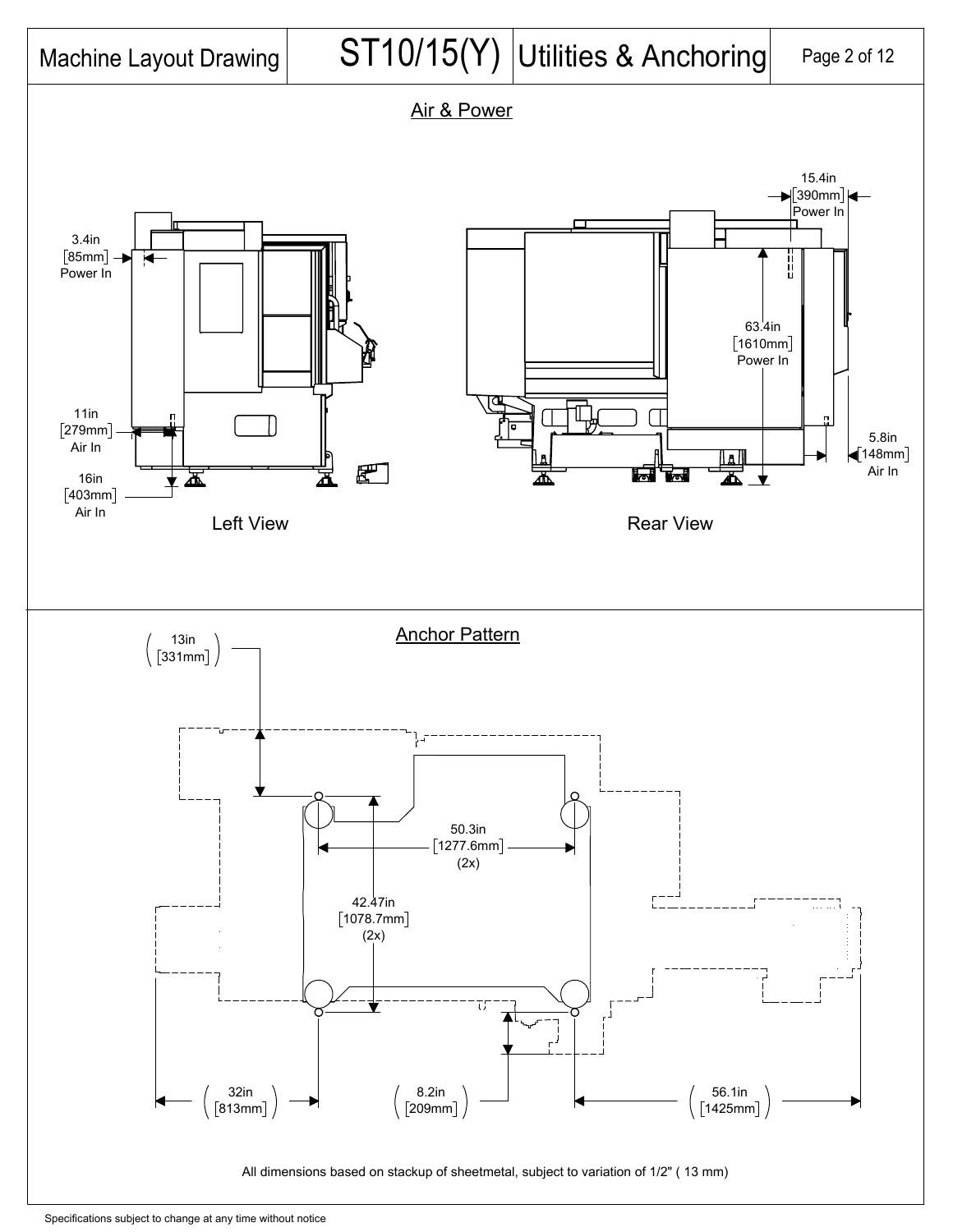| Machine Layout Drawing | ST10/15(Y) | Utilities & Anchoring |
|---|---|---|

## Air & Power

3.4in [85mm] Power In

11in [279mm] Air In

16in [403mm] Air In

Left View

15.4in [390mm] Power In

63.4in [1610mm] Power In

5.8in [148mm] Air In

Rear View

## Anchor Pattern

(13in [331mm])

50.3in [1277.6mm] (2x)

42.47in [1078.7mm] (2x)

(32in [813mm])

(8.2in [209mm])

(56.1in [1425mm])

All dimensions based on stackup of sheetmetal, subject to variation of 1/2" ( 13 mm)

Specifications subject to change at any time without notice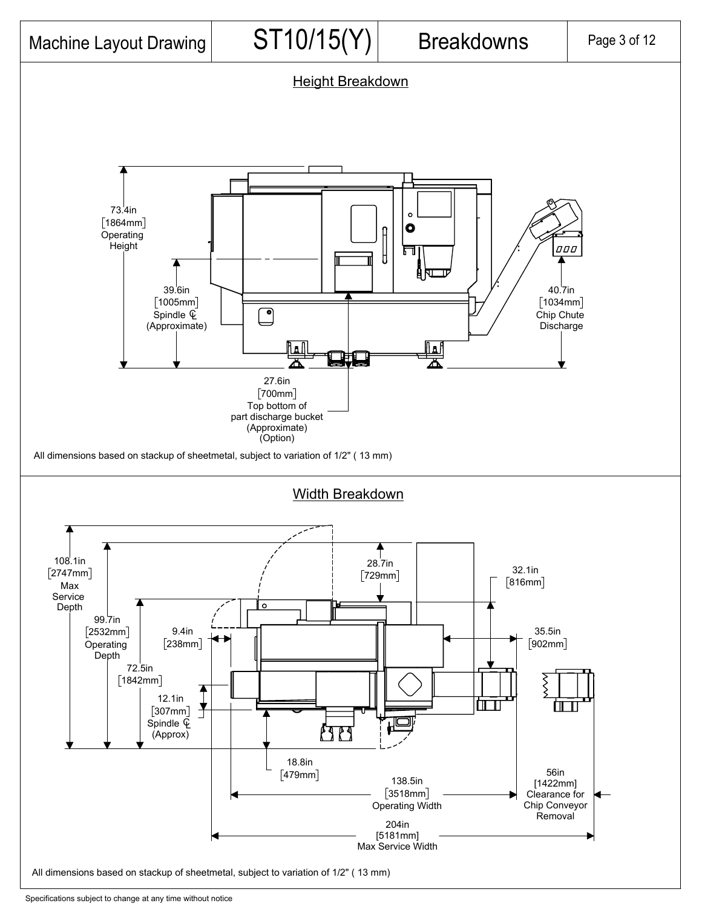# Machine Layout Drawing — ST10/15(Y) — Breakdowns

## Height Breakdown

73.4in [1864mm] Operating Height

39.6in [1005mm] Spindle ℄ (Approximate)

40.7in [1034mm] Chip Chute Discharge

27.6in [700mm] Top bottom of part discharge bucket (Approximate) (Option)

All dimensions based on stackup of sheetmetal, subject to variation of 1/2" ( 13 mm)

## Width Breakdown

108.1in [2747mm] Max Service Depth

99.7in [2532mm] Operating Depth

72.5in [1842mm]

28.7in [729mm]

32.1in [816mm]

9.4in [238mm]

35.5in [902mm]

12.1in [307mm] Spindle ℄ (Approx)

18.8in [479mm]

138.5in [3518mm] Operating Width

56in [1422mm] Clearance for Chip Conveyor Removal

204in [5181mm] Max Service Width

All dimensions based on stackup of sheetmetal, subject to variation of 1/2" ( 13 mm)

Specifications subject to change at any time without notice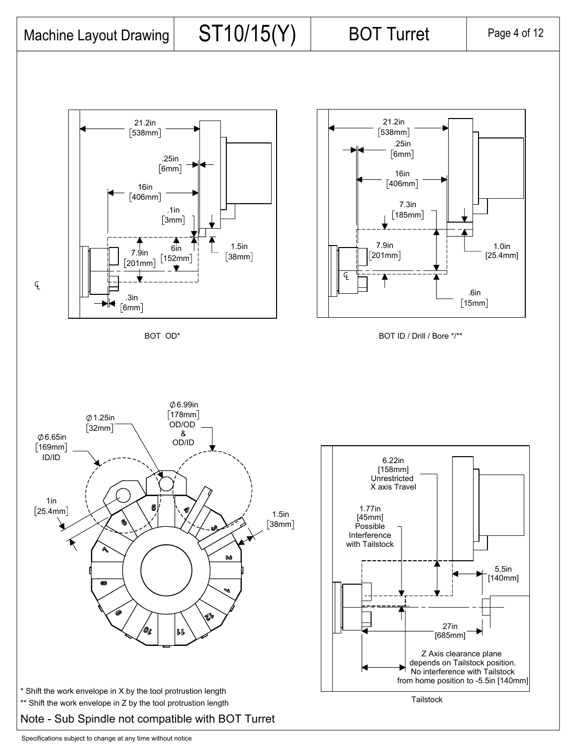# Machine Layout Drawing | ST10/15(Y) | BOT Turret

21.2in [538mm]
.25in [6mm]
16in [406mm]
.1in [3mm]
7.9in [201mm]
6in [152mm]
1.5in [38mm]
.3in [6mm]

BOT OD*

21.2in [538mm]
.25in [6mm]
16in [406mm]
7.3in [185mm]
7.9in [201mm]
1.0in [25.4mm]
.6in [15mm]

BOT ID / Drill / Bore */**

⌀6.99in [178mm] OD/OD & OD/ID
⌀1.25in [32mm]
⌀6.65in [169mm] ID/ID
1in [25.4mm]
1.5in [38mm]

6.22in [158mm] Unrestricted X axis Travel
1.77in [45mm] Possible Interference with Tailstock
5.5in [140mm]
27in [685mm]
Z Axis clearance plane depends on Tailstock position. No interference with Tailstock from home position to -5.5in [140mm]

Tailstock

* Shift the work envelope in X by the tool protrustion length

** Shift the work envelope in Z by the tool protrustion length

Note - Sub Spindle not compatible with BOT Turret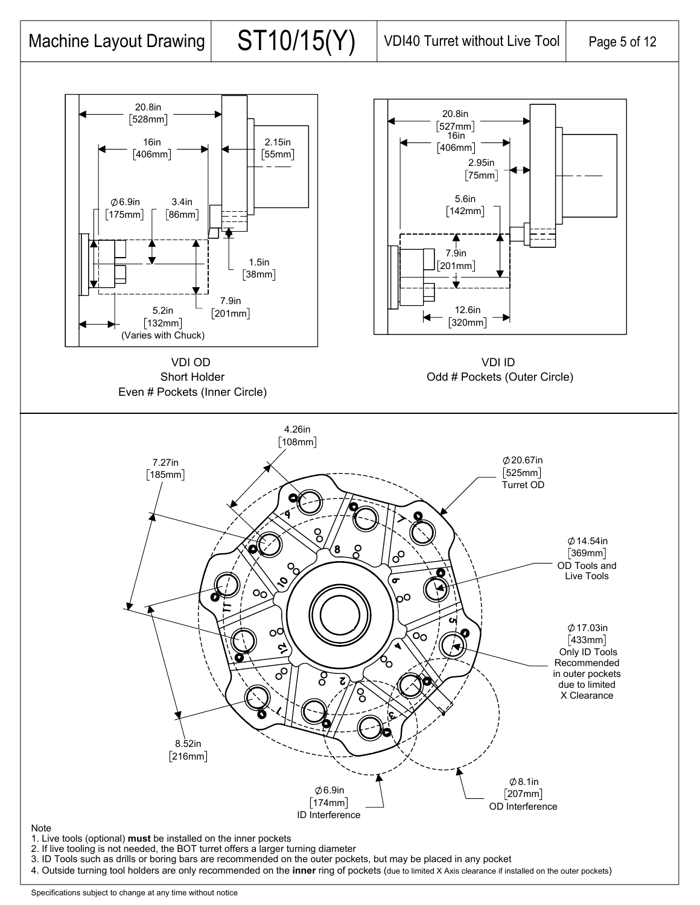Machine Layout Drawing | ST10/15(Y) | VDI40 Turret without Live Tool

20.8in [528mm]
16in [406mm]
2.15in [55mm]
∅6.9in [175mm]
3.4in [86mm]
1.5in [38mm]
7.9in [201mm]
5.2in [132mm] (Varies with Chuck)

VDI OD
Short Holder
Even # Pockets (Inner Circle)

20.8in [527mm]
16in [406mm]
2.95in [75mm]
5.6in [142mm]
7.9in [201mm]
12.6in [320mm]

VDI ID
Odd # Pockets (Outer Circle)

4.26in [108mm]
7.27in [185mm]
8.52in [216mm]
∅20.67in [525mm] Turret OD
∅14.54in [369mm] OD Tools and Live Tools
∅17.03in [433mm] Only ID Tools Recommended in outer pockets due to limited X Clearance
∅6.9in [174mm] ID Interference
∅8.1in [207mm] OD Interference

Note
1. Live tools (optional) **must** be installed on the inner pockets
2. If live tooling is not needed, the BOT turret offers a larger turning diameter
3. ID Tools such as drills or boring bars are recommended on the outer pockets, but may be placed in any pocket
4. Outside turning tool holders are only recommended on the **inner** ring of pockets (due to limited X Axis clearance if installed on the outer pockets)

Specifications subject to change at any time without notice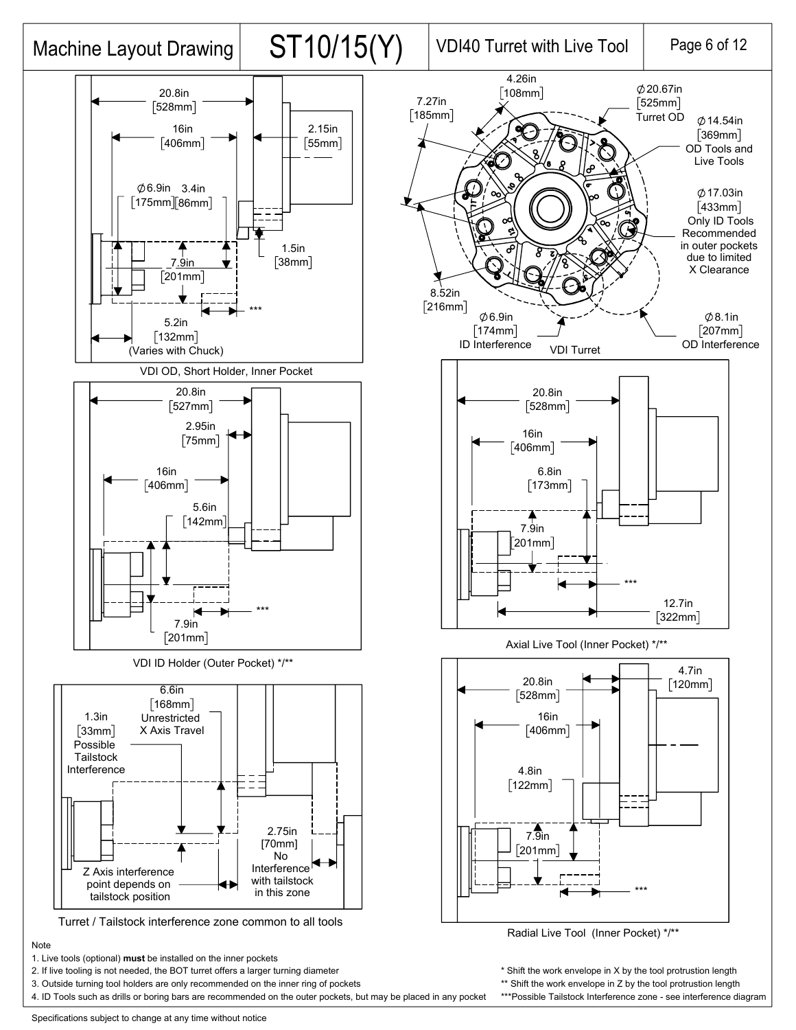# Machine Layout Drawing | ST10/15(Y) | VDI40 Turret with Live Tool

20.8in [528mm]

16in [406mm]

2.15in [55mm]

∅6.9in [175mm]

3.4in [86mm]

1.5in [38mm]

7.9in [201mm]

***

5.2in [132mm] (Varies with Chuck)

VDI OD, Short Holder, Inner Pocket

4.26in [108mm]

7.27in [185mm]

∅20.67in [525mm] Turret OD

∅14.54in [369mm] OD Tools and Live Tools

∅17.03in [433mm] Only ID Tools Recommended in outer pockets due to limited X Clearance

8.52in [216mm]

∅6.9in [174mm] ID Interference

VDI Turret

∅8.1in [207mm] OD Interference

20.8in [527mm]

2.95in [75mm]

16in [406mm]

5.6in [142mm]

***

7.9in [201mm]

VDI ID Holder (Outer Pocket) */**

20.8in [528mm]

16in [406mm]

6.8in [173mm]

7.9in [201mm]

***

12.7in [322mm]

Axial Live Tool (Inner Pocket) */**

6.6in [168mm] Unrestricted X Axis Travel

1.3in [33mm] Possible Tailstock Interference

2.75in [70mm] No Interference with tailstock in this zone

Z Axis interference point depends on tailstock position

Turret / Tailstock interference zone common to all tools

4.7in [120mm]

20.8in [528mm]

16in [406mm]

4.8in [122mm]

7.9in [201mm]

***

Radial Live Tool (Inner Pocket) */**

Note

1. Live tools (optional) **must** be installed on the inner pockets
2. If live tooling is not needed, the BOT turret offers a larger turning diameter
3. Outside turning tool holders are only recommended on the inner ring of pockets
4. ID Tools such as drills or boring bars are recommended on the outer pockets, but may be placed in any pocket

\* Shift the work envelope in X by the tool protrusion length

** Shift the work envelope in Z by the tool protrusion length

***Possible Tailstock Interference zone - see interference diagram

Specifications subject to change at any time without notice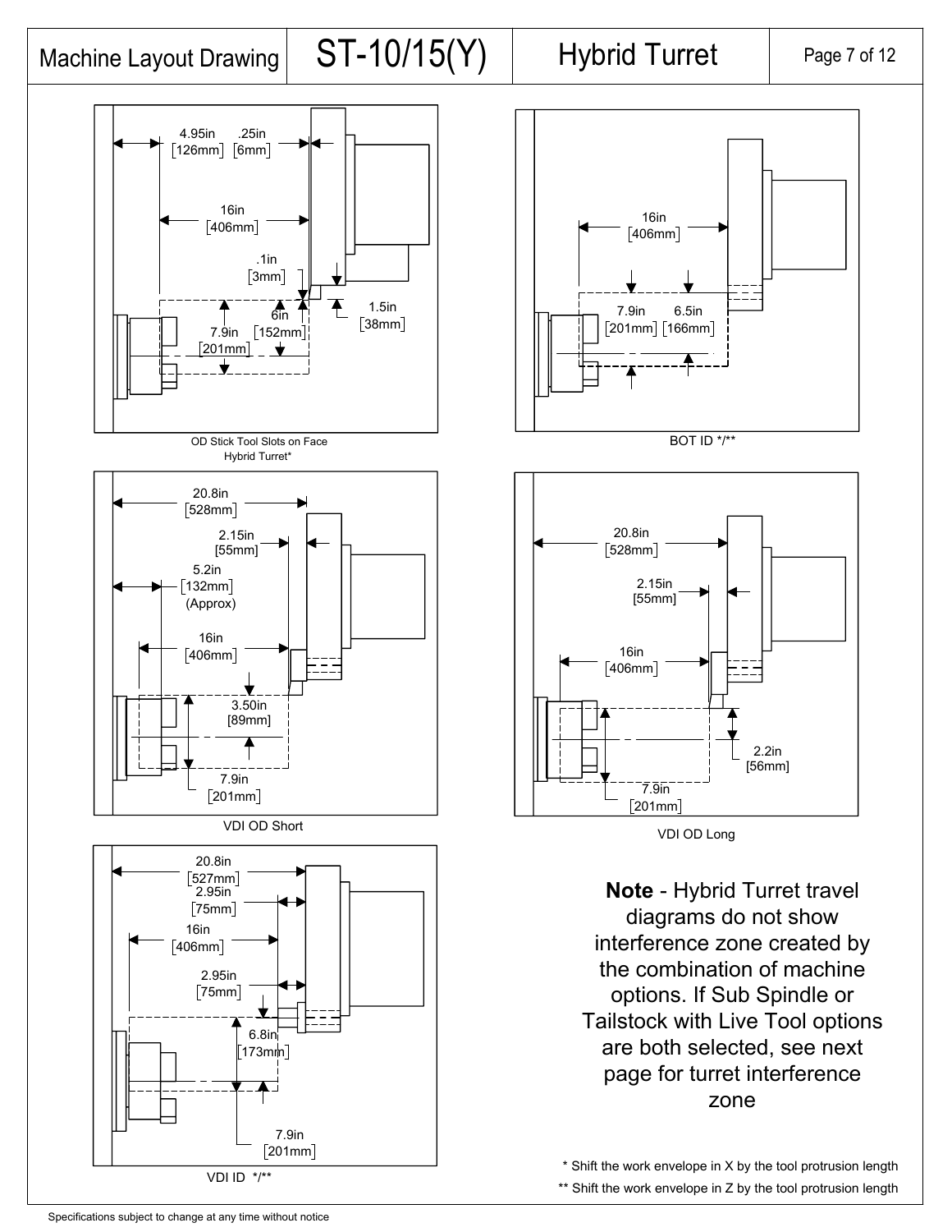# Machine Layout Drawing | ST-10/15(Y) | Hybrid Turret

4.95in [126mm] .25in [6mm]

16in [406mm]

.1in [3mm]

6in [152mm]

7.9in [201mm]

1.5in [38mm]

OD Stick Tool Slots on Face Hybrid Turret*

16in [406mm]

7.9in [201mm] 6.5in [166mm]

BOT ID */**

20.8in [528mm]

2.15in [55mm]

5.2in [132mm] (Approx)

16in [406mm]

3.50in [89mm]

7.9in [201mm]

VDI OD Short

20.8in [528mm]

2.15in [55mm]

16in [406mm]

2.2in [56mm]

7.9in [201mm]

VDI OD Long

20.8in [527mm]

2.95in [75mm]

16in [406mm]

2.95in [75mm]

6.8in [173mm]

7.9in [201mm]

VDI ID */**

**Note** - Hybrid Turret travel diagrams do not show interference zone created by the combination of machine options. If Sub Spindle or Tailstock with Live Tool options are both selected, see next page for turret interference zone

* Shift the work envelope in X by the tool protrusion length

** Shift the work envelope in Z by the tool protrusion length

Specifications subject to change at any time without notice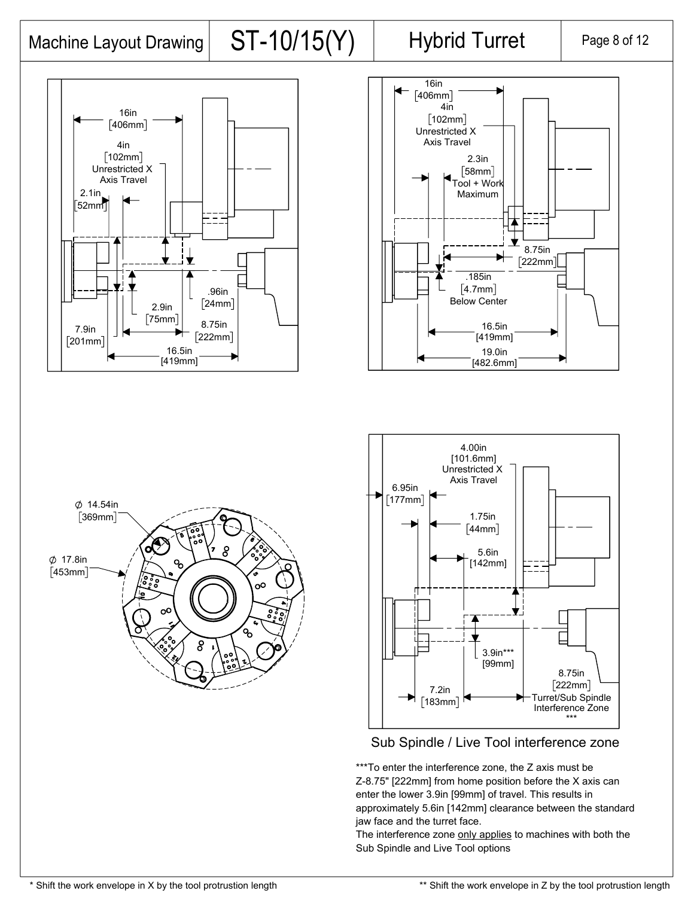# Machine Layout Drawing — ST-10/15(Y) — Hybrid Turret

16in [406mm]
4in [102mm] Unrestricted X Axis Travel
2.1in [52mm]
.96in [24mm]
2.9in [75mm]
8.75in [222mm]
7.9in [201mm]
16.5in [419mm]

16in [406mm]
4in [102mm] Unrestricted X Axis Travel
2.3in [58mm] Tool + Work Maximum
8.75in [222mm]
.185in [4.7mm] Below Center
16.5in [419mm]
19.0in [482.6mm]

∅ 14.54in [369mm]
∅ 17.8in [453mm]

4.00in [101.6mm] Unrestricted X Axis Travel
6.95in [177mm]
1.75in [44mm]
5.6in [142mm]
3.9in*** [99mm]
8.75in [222mm] Turret/Sub Spindle Interference Zone ***
7.2in [183mm]

Sub Spindle / Live Tool interference zone

***To enter the interference zone, the Z axis must be Z-8.75" [222mm] from home position before the X axis can enter the lower 3.9in [99mm] of travel. This results in approximately 5.6in [142mm] clearance between the standard jaw face and the turret face.
The interference zone only applies to machines with both the Sub Spindle and Live Tool options

\* Shift the work envelope in X by the tool protrusion length

** Shift the work envelope in Z by the tool protrusion length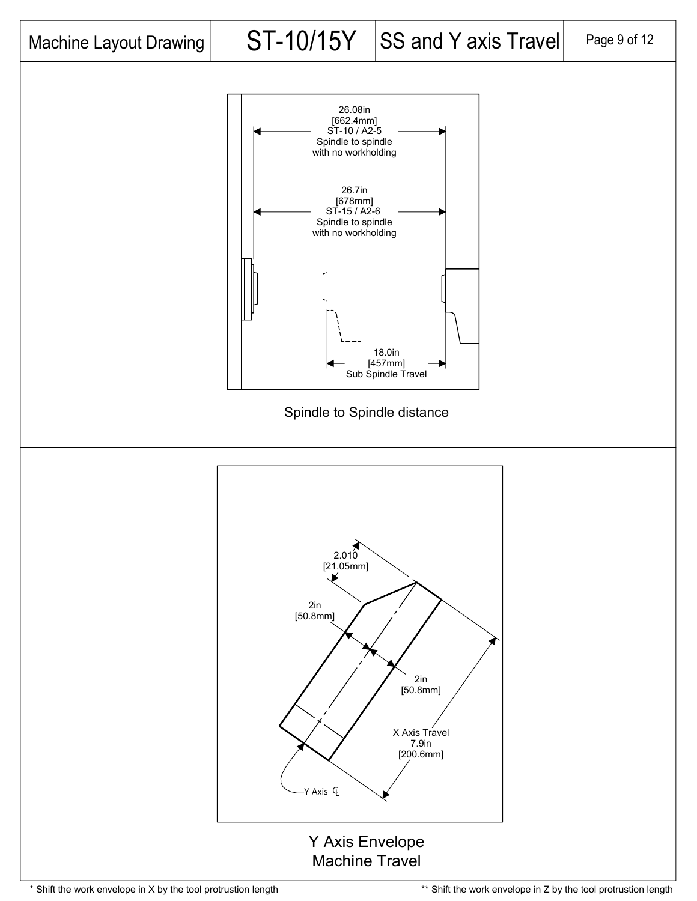| Machine Layout Drawing | ST-10/15Y | SS and Y axis Travel |
|---|---|---|

26.08in
[662.4mm]
ST-10 / A2-5
Spindle to spindle
with no workholding

26.7in
[678mm]
ST-15 / A2-6
Spindle to spindle
with no workholding

18.0in
[457mm]
Sub Spindle Travel

Spindle to Spindle distance

2.010
[21.05mm]

2in
[50.8mm]

2in
[50.8mm]

X Axis Travel
7.9in
[200.6mm]

Y Axis ℄

Y Axis Envelope
Machine Travel

* Shift the work envelope in X by the tool protrusion length

** Shift the work envelope in Z by the tool protrusion length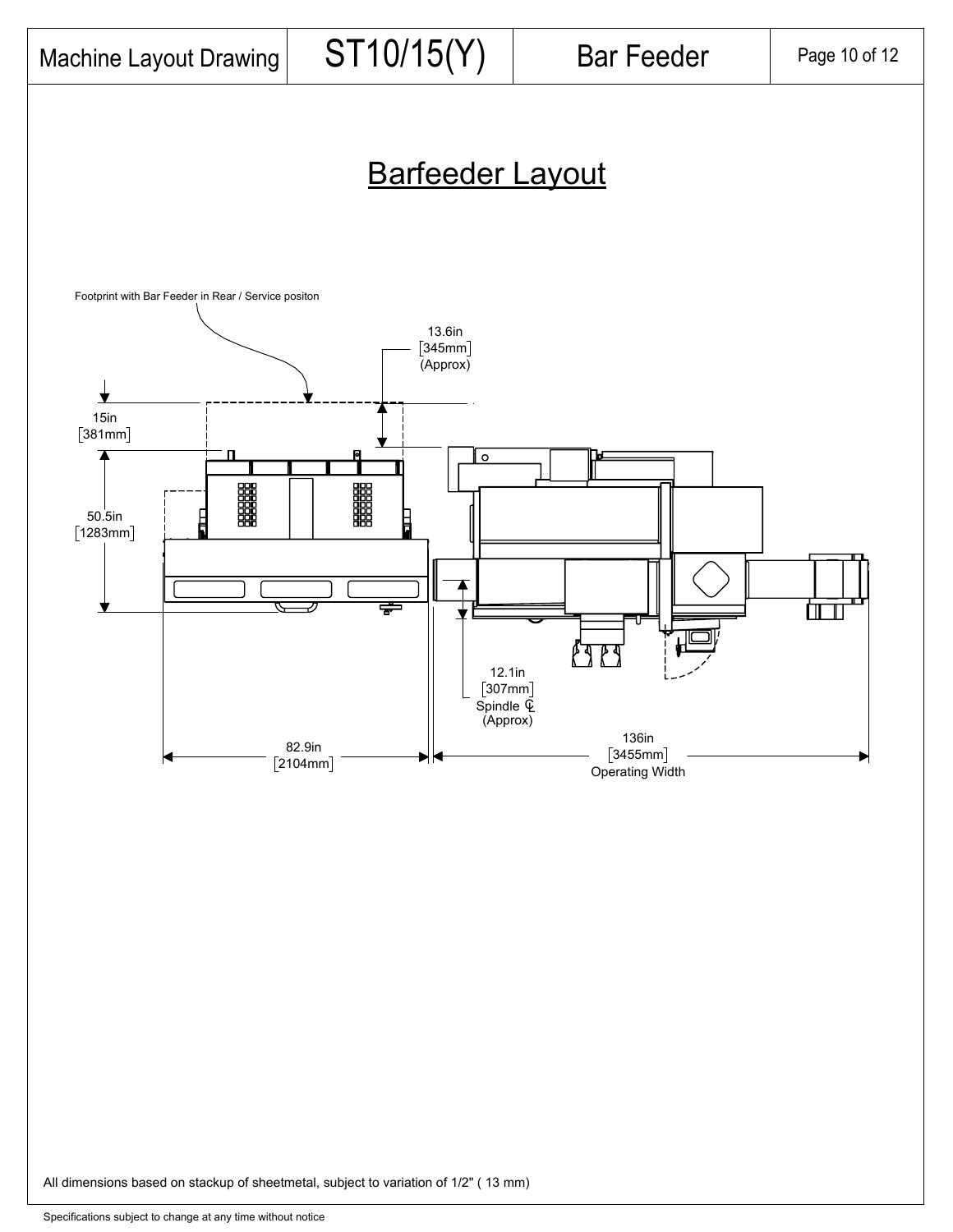Machine Layout Drawing | ST10/15(Y) | Bar Feeder

# Barfeeder Layout

Footprint with Bar Feeder in Rear / Service positon

13.6in [345mm] (Approx)

15in [381mm]

50.5in [1283mm]

12.1in [307mm] Spindle ℄ (Approx)

82.9in [2104mm]

136in [3455mm] Operating Width

All dimensions based on stackup of sheetmetal, subject to variation of 1/2" ( 13 mm)

Specifications subject to change at any time without notice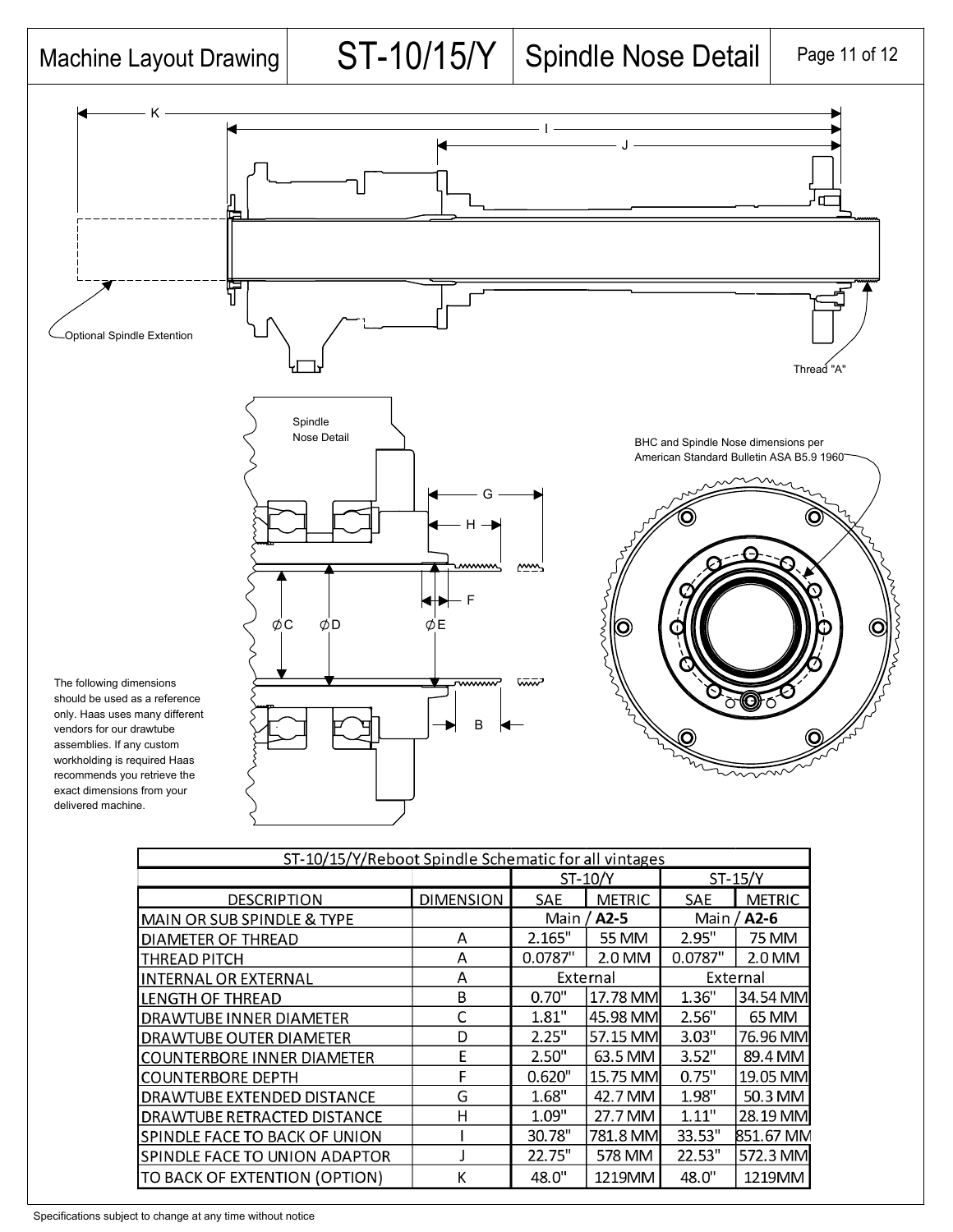# Machine Layout Drawing | ST-10/15/Y | Spindle Nose Detail

K

I

J

Optional Spindle Extention

Thread "A"

Spindle Nose Detail

G

H

F

ØC ØD ØE

B

BHC and Spindle Nose dimensions per American Standard Bulletin ASA B5.9 1960

The following dimensions should be used as a reference only. Haas uses many different vendors for our drawtube assemblies. If any custom workholding is required Haas recommends you retrieve the exact dimensions from your delivered machine.

| ST-10/15/Y/Reboot Spindle Schematic for all vintages | | | | | |
|---|---|---|---|---|---|
| | | ST-10/Y | | ST-15/Y | |
| DESCRIPTION | DIMENSION | SAE | METRIC | SAE | METRIC |
| MAIN OR SUB SPINDLE & TYPE | | Main / **A2-5** | | Main / **A2-6** | |
| DIAMETER OF THREAD | A | 2.165" | 55 MM | 2.95" | 75 MM |
| THREAD PITCH | A | 0.0787" | 2.0 MM | 0.0787" | 2.0 MM |
| INTERNAL OR EXTERNAL | A | External | | External | |
| LENGTH OF THREAD | B | 0.70" | 17.78 MM | 1.36" | 34.54 MM |
| DRAWTUBE INNER DIAMETER | C | 1.81" | 45.98 MM | 2.56" | 65 MM |
| DRAWTUBE OUTER DIAMETER | D | 2.25" | 57.15 MM | 3.03" | 76.96 MM |
| COUNTERBORE INNER DIAMETER | E | 2.50" | 63.5 MM | 3.52" | 89.4 MM |
| COUNTERBORE DEPTH | F | 0.620" | 15.75 MM | 0.75" | 19.05 MM |
| DRAWTUBE EXTENDED DISTANCE | G | 1.68" | 42.7 MM | 1.98" | 50.3 MM |
| DRAWTUBE RETRACTED DISTANCE | H | 1.09" | 27.7 MM | 1.11" | 28.19 MM |
| SPINDLE FACE TO BACK OF UNION | I | 30.78" | 781.8 MM | 33.53" | 851.67 MM |
| SPINDLE FACE TO UNION ADAPTOR | J | 22.75" | 578 MM | 22.53" | 572.3 MM |
| TO BACK OF EXTENTION (OPTION) | K | 48.0" | 1219MM | 48.0" | 1219MM |

Specifications subject to change at any time without notice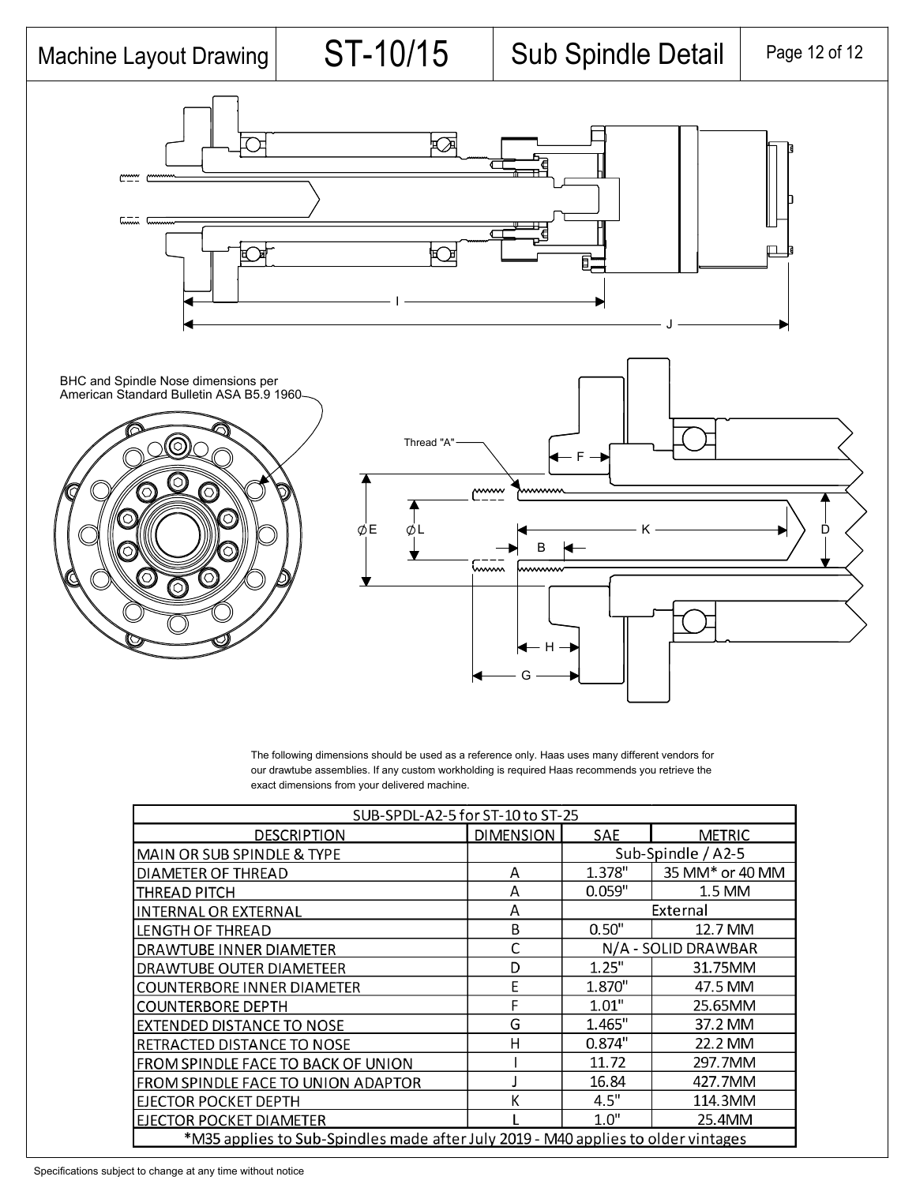# Machine Layout Drawing — ST-10/15 — Sub Spindle Detail

I

J

BHC and Spindle Nose dimensions per American Standard Bulletin ASA B5.9 1960

Thread "A"

F

ØE

ØL

K

D

B

H

G

The following dimensions should be used as a reference only. Haas uses many different vendors for our drawtube assemblies. If any custom workholding is required Haas recommends you retrieve the exact dimensions from your delivered machine.

| SUB-SPDL-A2-5 for ST-10 to ST-25 | | | |
|---|---|---|---|
| DESCRIPTION | DIMENSION | SAE | METRIC |
| MAIN OR SUB SPINDLE & TYPE | | Sub-Spindle / A2-5 | |
| DIAMETER OF THREAD | A | 1.378" | 35 MM* or 40 MM |
| THREAD PITCH | A | 0.059" | 1.5 MM |
| INTERNAL OR EXTERNAL | A | External | |
| LENGTH OF THREAD | B | 0.50" | 12.7 MM |
| DRAWTUBE INNER DIAMETER | C | N/A - SOLID DRAWBAR | |
| DRAWTUBE OUTER DIAMETEER | D | 1.25" | 31.75MM |
| COUNTERBORE INNER DIAMETER | E | 1.870" | 47.5 MM |
| COUNTERBORE DEPTH | F | 1.01" | 25.65MM |
| EXTENDED DISTANCE TO NOSE | G | 1.465" | 37.2 MM |
| RETRACTED DISTANCE TO NOSE | H | 0.874" | 22.2 MM |
| FROM SPINDLE FACE TO BACK OF UNION | I | 11.72 | 297.7MM |
| FROM SPINDLE FACE TO UNION ADAPTOR | J | 16.84 | 427.7MM |
| EJECTOR POCKET DEPTH | K | 4.5" | 114.3MM |
| EJECTOR POCKET DIAMETER | L | 1.0" | 25.4MM |
| *M35 applies to Sub-Spindles made after July 2019 - M40 applies to older vintages | | | |

Specifications subject to change at any time without notice